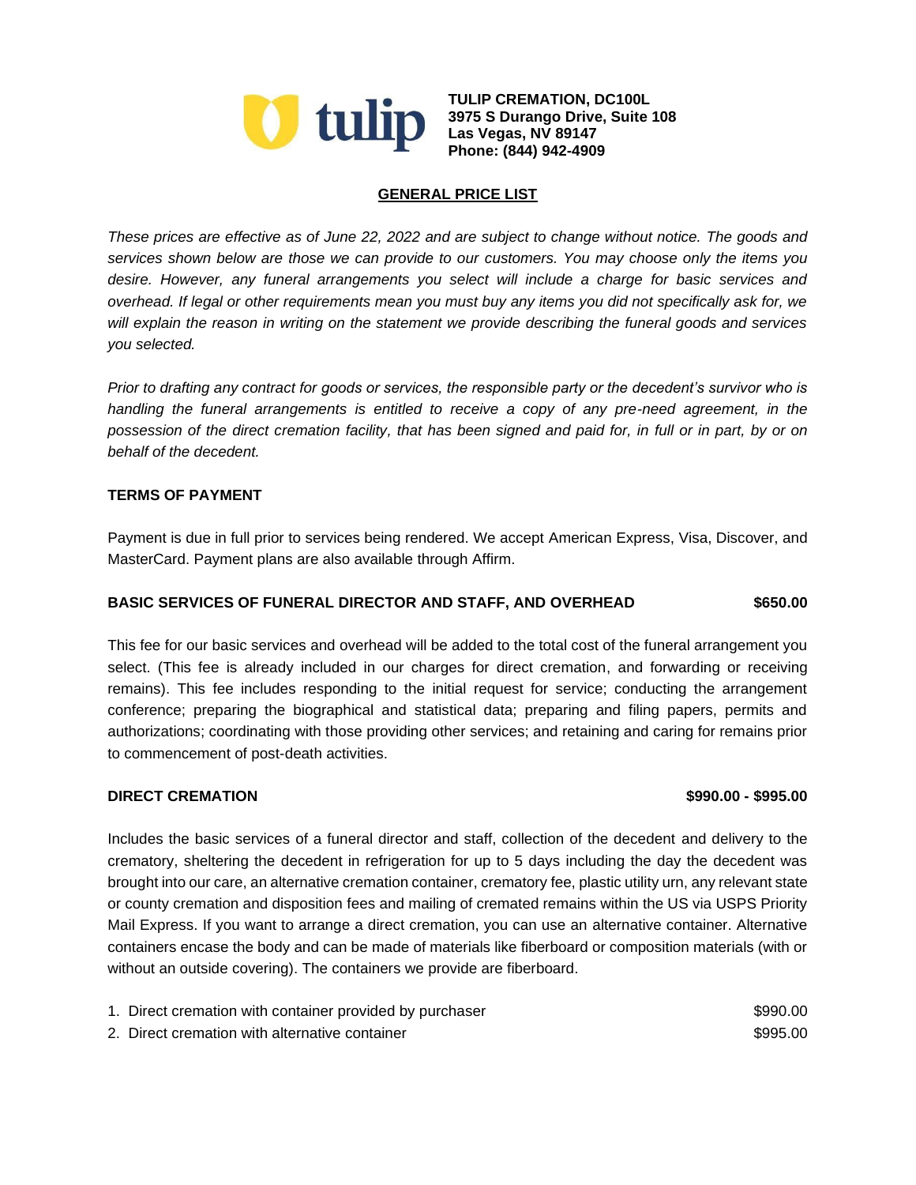**TULIP CREMATION, DC100L**
**3975 S Durango Drive, Suite 108**
**Las Vegas, NV 89147**
**Phone: (844) 942-4909**

# GENERAL PRICE LIST

*These prices are effective as of June 22, 2022 and are subject to change without notice. The goods and services shown below are those we can provide to our customers. You may choose only the items you desire. However, any funeral arrangements you select will include a charge for basic services and overhead. If legal or other requirements mean you must buy any items you did not specifically ask for, we will explain the reason in writing on the statement we provide describing the funeral goods and services you selected.*

*Prior to drafting any contract for goods or services, the responsible party or the decedent's survivor who is handling the funeral arrangements is entitled to receive a copy of any pre-need agreement, in the possession of the direct cremation facility, that has been signed and paid for, in full or in part, by or on behalf of the decedent.*

## TERMS OF PAYMENT

Payment is due in full prior to services being rendered. We accept American Express, Visa, Discover, and MasterCard. Payment plans are also available through Affirm.

## BASIC SERVICES OF FUNERAL DIRECTOR AND STAFF, AND OVERHEAD — $650.00

This fee for our basic services and overhead will be added to the total cost of the funeral arrangement you select. (This fee is already included in our charges for direct cremation, and forwarding or receiving remains). This fee includes responding to the initial request for service; conducting the arrangement conference; preparing the biographical and statistical data; preparing and filing papers, permits and authorizations; coordinating with those providing other services; and retaining and caring for remains prior to commencement of post-death activities.

## DIRECT CREMATION — $990.00 - $995.00

Includes the basic services of a funeral director and staff, collection of the decedent and delivery to the crematory, sheltering the decedent in refrigeration for up to 5 days including the day the decedent was brought into our care, an alternative cremation container, crematory fee, plastic utility urn, any relevant state or county cremation and disposition fees and mailing of cremated remains within the US via USPS Priority Mail Express. If you want to arrange a direct cremation, you can use an alternative container. Alternative containers encase the body and can be made of materials like fiberboard or composition materials (with or without an outside covering). The containers we provide are fiberboard.

1. Direct cremation with container provided by purchaser — $990.00
2. Direct cremation with alternative container — $995.00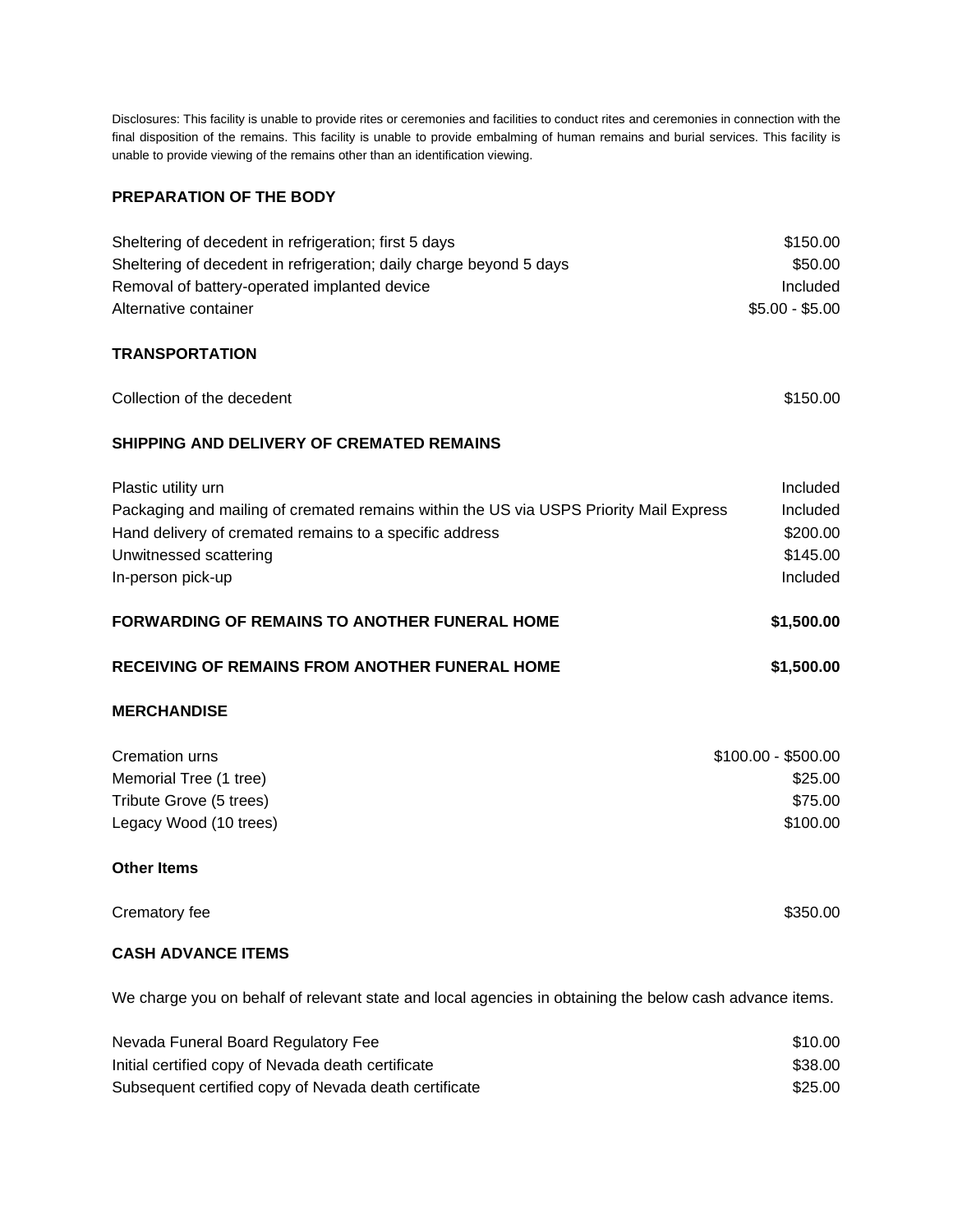Disclosures: This facility is unable to provide rites or ceremonies and facilities to conduct rites and ceremonies in connection with the final disposition of the remains. This facility is unable to provide embalming of human remains and burial services. This facility is unable to provide viewing of the remains other than an identification viewing.

**PREPARATION OF THE BODY**

| | |
|---|---|
| Sheltering of decedent in refrigeration; first 5 days | $150.00 |
| Sheltering of decedent in refrigeration; daily charge beyond 5 days | $50.00 |
| Removal of battery-operated implanted device | Included |
| Alternative container | $5.00 - $5.00 |

**TRANSPORTATION**

| | |
|---|---|
| Collection of the decedent | $150.00 |

**SHIPPING AND DELIVERY OF CREMATED REMAINS**

| | |
|---|---|
| Plastic utility urn | Included |
| Packaging and mailing of cremated remains within the US via USPS Priority Mail Express | Included |
| Hand delivery of cremated remains to a specific address | $200.00 |
| Unwitnessed scattering | $145.00 |
| In-person pick-up | Included |

**FORWARDING OF REMAINS TO ANOTHER FUNERAL HOME** **$1,500.00**

**RECEIVING OF REMAINS FROM ANOTHER FUNERAL HOME** **$1,500.00**

**MERCHANDISE**

| | |
|---|---|
| Cremation urns | $100.00 - $500.00 |
| Memorial Tree (1 tree) | $25.00 |
| Tribute Grove (5 trees) | $75.00 |
| Legacy Wood (10 trees) | $100.00 |

**Other Items**

| | |
|---|---|
| Crematory fee | $350.00 |

**CASH ADVANCE ITEMS**

We charge you on behalf of relevant state and local agencies in obtaining the below cash advance items.

| | |
|---|---|
| Nevada Funeral Board Regulatory Fee | $10.00 |
| Initial certified copy of Nevada death certificate | $38.00 |
| Subsequent certified copy of Nevada death certificate | $25.00 |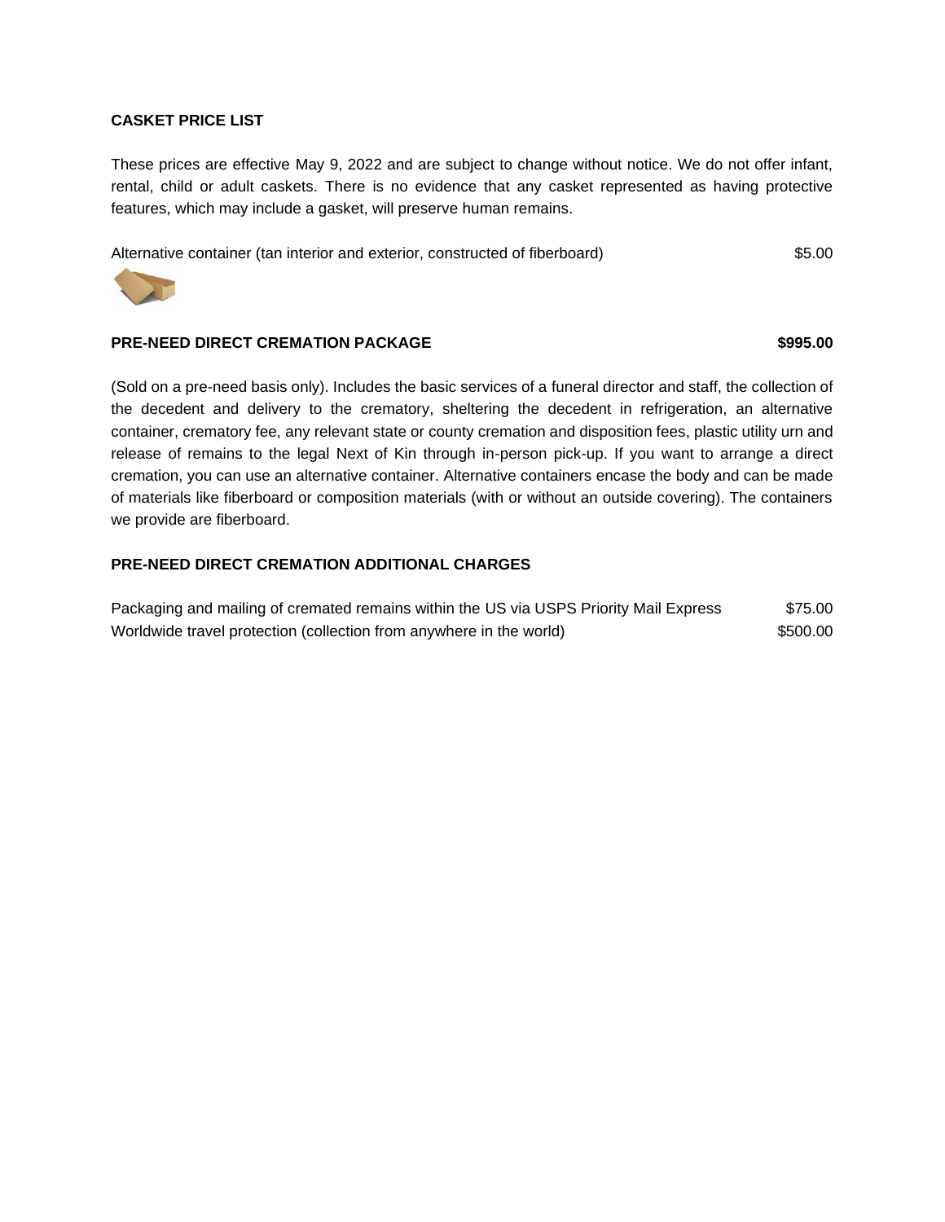**CASKET PRICE LIST**

These prices are effective May 9, 2022 and are subject to change without notice. We do not offer infant, rental, child or adult caskets. There is no evidence that any casket represented as having protective features, which may include a gasket, will preserve human remains.

| | |
|---|---|
| Alternative container (tan interior and exterior, constructed of fiberboard) | $5.00 |

**PRE-NEED DIRECT CREMATION PACKAGE** **$995.00**

(Sold on a pre-need basis only). Includes the basic services of a funeral director and staff, the collection of the decedent and delivery to the crematory, sheltering the decedent in refrigeration, an alternative container, crematory fee, any relevant state or county cremation and disposition fees, plastic utility urn and release of remains to the legal Next of Kin through in-person pick-up. If you want to arrange a direct cremation, you can use an alternative container. Alternative containers encase the body and can be made of materials like fiberboard or composition materials (with or without an outside covering). The containers we provide are fiberboard.

**PRE-NEED DIRECT CREMATION ADDITIONAL CHARGES**

| | |
|---|---|
| Packaging and mailing of cremated remains within the US via USPS Priority Mail Express | $75.00 |
| Worldwide travel protection (collection from anywhere in the world) | $500.00 |